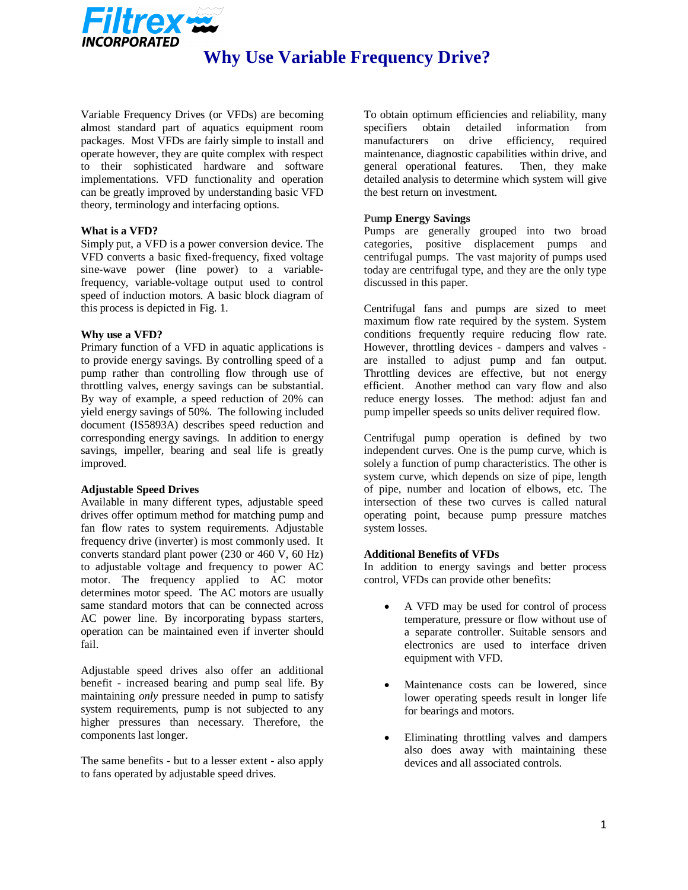# Why Use Variable Frequency Drive?

Variable Frequency Drives (or VFDs) are becoming almost standard part of aquatics equipment room packages. Most VFDs are fairly simple to install and operate however, they are quite complex with respect to their sophisticated hardware and software implementations. VFD functionality and operation can be greatly improved by understanding basic VFD theory, terminology and interfacing options.

### What is a VFD?

Simply put, a VFD is a power conversion device. The VFD converts a basic fixed-frequency, fixed voltage sine-wave power (line power) to a variable-frequency, variable-voltage output used to control speed of induction motors. A basic block diagram of this process is depicted in Fig. 1.

### Why use a VFD?

Primary function of a VFD in aquatic applications is to provide energy savings. By controlling speed of a pump rather than controlling flow through use of throttling valves, energy savings can be substantial. By way of example, a speed reduction of 20% can yield energy savings of 50%. The following included document (IS5893A) describes speed reduction and corresponding energy savings. In addition to energy savings, impeller, bearing and seal life is greatly improved.

### Adjustable Speed Drives

Available in many different types, adjustable speed drives offer optimum method for matching pump and fan flow rates to system requirements. Adjustable frequency drive (inverter) is most commonly used. It converts standard plant power (230 or 460 V, 60 Hz) to adjustable voltage and frequency to power AC motor. The frequency applied to AC motor determines motor speed. The AC motors are usually same standard motors that can be connected across AC power line. By incorporating bypass starters, operation can be maintained even if inverter should fail.

Adjustable speed drives also offer an additional benefit - increased bearing and pump seal life. By maintaining *only* pressure needed in pump to satisfy system requirements, pump is not subjected to any higher pressures than necessary. Therefore, the components last longer.

The same benefits - but to a lesser extent - also apply to fans operated by adjustable speed drives.

To obtain optimum efficiencies and reliability, many specifiers obtain detailed information from manufacturers on drive efficiency, required maintenance, diagnostic capabilities within drive, and general operational features. Then, they make detailed analysis to determine which system will give the best return on investment.

### Pump Energy Savings

Pumps are generally grouped into two broad categories, positive displacement pumps and centrifugal pumps. The vast majority of pumps used today are centrifugal type, and they are the only type discussed in this paper.

Centrifugal fans and pumps are sized to meet maximum flow rate required by the system. System conditions frequently require reducing flow rate. However, throttling devices - dampers and valves - are installed to adjust pump and fan output. Throttling devices are effective, but not energy efficient. Another method can vary flow and also reduce energy losses. The method: adjust fan and pump impeller speeds so units deliver required flow.

Centrifugal pump operation is defined by two independent curves. One is the pump curve, which is solely a function of pump characteristics. The other is system curve, which depends on size of pipe, length of pipe, number and location of elbows, etc. The intersection of these two curves is called natural operating point, because pump pressure matches system losses.

### Additional Benefits of VFDs

In addition to energy savings and better process control, VFDs can provide other benefits:

- A VFD may be used for control of process temperature, pressure or flow without use of a separate controller. Suitable sensors and electronics are used to interface driven equipment with VFD.
- Maintenance costs can be lowered, since lower operating speeds result in longer life for bearings and motors.
- Eliminating throttling valves and dampers also does away with maintaining these devices and all associated controls.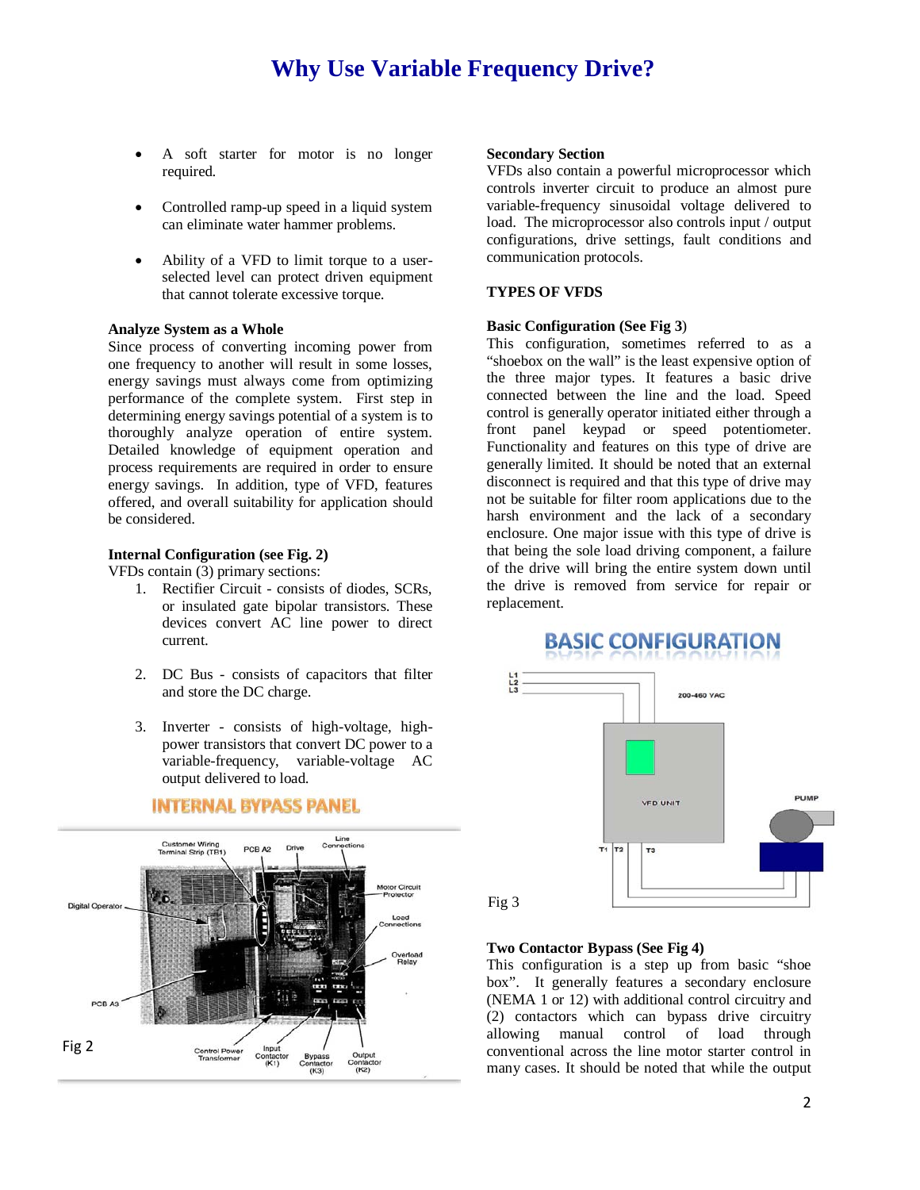- A soft starter for motor is no longer required.
- Controlled ramp-up speed in a liquid system can eliminate water hammer problems.
- Ability of a VFD to limit torque to a user-selected level can protect driven equipment that cannot tolerate excessive torque.

**Analyze System as a Whole**

Since process of converting incoming power from one frequency to another will result in some losses, energy savings must always come from optimizing performance of the complete system. First step in determining energy savings potential of a system is to thoroughly analyze operation of entire system. Detailed knowledge of equipment operation and process requirements are required in order to ensure energy savings. In addition, type of VFD, features offered, and overall suitability for application should be considered.

**Internal Configuration (see Fig. 2)**

VFDs contain (3) primary sections:

1. Rectifier Circuit - consists of diodes, SCRs, or insulated gate bipolar transistors. These devices convert AC line power to direct current.
2. DC Bus - consists of capacitors that filter and store the DC charge.
3. Inverter - consists of high-voltage, high-power transistors that convert DC power to a variable-frequency, variable-voltage AC output delivered to load.

INTERNAL BYPASS PANEL

Fig 2

**Secondary Section**

VFDs also contain a powerful microprocessor which controls inverter circuit to produce an almost pure variable-frequency sinusoidal voltage delivered to load. The microprocessor also controls input / output configurations, drive settings, fault conditions and communication protocols.

**TYPES OF VFDS**

**Basic Configuration (See Fig 3)**

This configuration, sometimes referred to as a "shoebox on the wall" is the least expensive option of the three major types. It features a basic drive connected between the line and the load. Speed control is generally operator initiated either through a front panel keypad or speed potentiometer. Functionality and features on this type of drive are generally limited. It should be noted that an external disconnect is required and that this type of drive may not be suitable for filter room applications due to the harsh environment and the lack of a secondary enclosure. One major issue with this type of drive is that being the sole load driving component, a failure of the drive will bring the entire system down until the drive is removed from service for repair or replacement.

BASIC CONFIGURATION

Fig 3

**Two Contactor Bypass (See Fig 4)**

This configuration is a step up from basic "shoe box". It generally features a secondary enclosure (NEMA 1 or 12) with additional control circuitry and (2) contactors which can bypass drive circuitry allowing manual control of load through conventional across the line motor starter control in many cases. It should be noted that while the output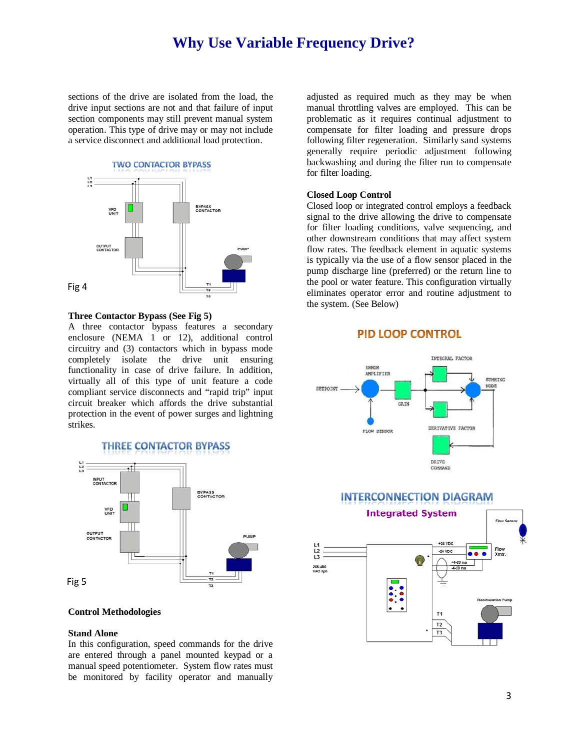sections of the drive are isolated from the load, the drive input sections are not and that failure of input section components may still prevent manual system operation. This type of drive may or may not include a service disconnect and additional load protection.

TWO CONTACTOR BYPASS

Fig 4

**Three Contactor Bypass (See Fig 5)**

A three contactor bypass features a secondary enclosure (NEMA 1 or 12), additional control circuitry and (3) contactors which in bypass mode completely isolate the drive unit ensuring functionality in case of drive failure. In addition, virtually all of this type of unit feature a code compliant service disconnects and "rapid trip" input circuit breaker which affords the drive substantial protection in the event of power surges and lightning strikes.

THREE CONTACTOR BYPASS

Fig 5

**Control Methodologies**

**Stand Alone**

In this configuration, speed commands for the drive are entered through a panel mounted keypad or a manual speed potentiometer. System flow rates must be monitored by facility operator and manually adjusted as required much as they may be when manual throttling valves are employed. This can be problematic as it requires continual adjustment to compensate for filter loading and pressure drops following filter regeneration. Similarly sand systems generally require periodic adjustment following backwashing and during the filter run to compensate for filter loading.

**Closed Loop Control**

Closed loop or integrated control employs a feedback signal to the drive allowing the drive to compensate for filter loading conditions, valve sequencing, and other downstream conditions that may affect system flow rates. The feedback element in aquatic systems is typically via the use of a flow sensor placed in the pump discharge line (preferred) or the return line to the pool or water feature. This configuration virtually eliminates operator error and routine adjustment to the system. (See Below)

PID LOOP CONTROL

INTERCONNECTION DIAGRAM

Integrated System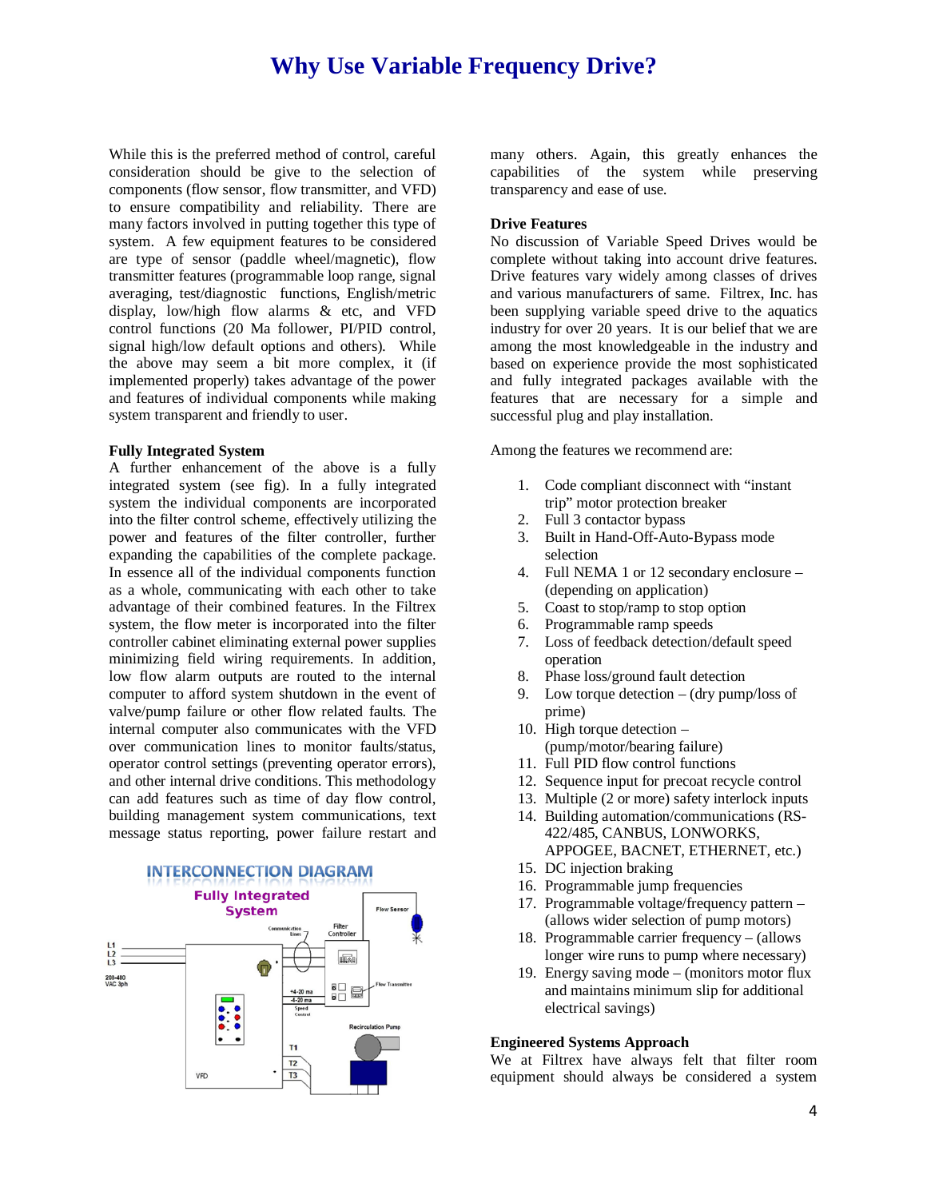# Why Use Variable Frequency Drive?

While this is the preferred method of control, careful consideration should be give to the selection of components (flow sensor, flow transmitter, and VFD) to ensure compatibility and reliability. There are many factors involved in putting together this type of system. A few equipment features to be considered are type of sensor (paddle wheel/magnetic), flow transmitter features (programmable loop range, signal averaging, test/diagnostic functions, English/metric display, low/high flow alarms & etc, and VFD control functions (20 Ma follower, PI/PID control, signal high/low default options and others). While the above may seem a bit more complex, it (if implemented properly) takes advantage of the power and features of individual components while making system transparent and friendly to user.

### Fully Integrated System

A further enhancement of the above is a fully integrated system (see fig). In a fully integrated system the individual components are incorporated into the filter control scheme, effectively utilizing the power and features of the filter controller, further expanding the capabilities of the complete package. In essence all of the individual components function as a whole, communicating with each other to take advantage of their combined features. In the Filtrex system, the flow meter is incorporated into the filter controller cabinet eliminating external power supplies minimizing field wiring requirements. In addition, low flow alarm outputs are routed to the internal computer to afford system shutdown in the event of valve/pump failure or other flow related faults. The internal computer also communicates with the VFD over communication lines to monitor faults/status, operator control settings (preventing operator errors), and other internal drive conditions. This methodology can add features such as time of day flow control, building management system communications, text message status reporting, power failure restart and many others. Again, this greatly enhances the capabilities of the system while preserving transparency and ease of use.

INTERCONNECTION DIAGRAM

Fully Integrated System

### Drive Features

No discussion of Variable Speed Drives would be complete without taking into account drive features. Drive features vary widely among classes of drives and various manufacturers of same. Filtrex, Inc. has been supplying variable speed drive to the aquatics industry for over 20 years. It is our belief that we are among the most knowledgeable in the industry and based on experience provide the most sophisticated and fully integrated packages available with the features that are necessary for a simple and successful plug and play installation.

Among the features we recommend are:

1. Code compliant disconnect with “instant trip” motor protection breaker
2. Full 3 contactor bypass
3. Built in Hand-Off-Auto-Bypass mode selection
4. Full NEMA 1 or 12 secondary enclosure – (depending on application)
5. Coast to stop/ramp to stop option
6. Programmable ramp speeds
7. Loss of feedback detection/default speed operation
8. Phase loss/ground fault detection
9. Low torque detection – (dry pump/loss of prime)
10. High torque detection – (pump/motor/bearing failure)
11. Full PID flow control functions
12. Sequence input for precoat recycle control
13. Multiple (2 or more) safety interlock inputs
14. Building automation/communications (RS-422/485, CANBUS, LONWORKS, APPOGEE, BACNET, ETHERNET, etc.)
15. DC injection braking
16. Programmable jump frequencies
17. Programmable voltage/frequency pattern – (allows wider selection of pump motors)
18. Programmable carrier frequency – (allows longer wire runs to pump where necessary)
19. Energy saving mode – (monitors motor flux and maintains minimum slip for additional electrical savings)

### Engineered Systems Approach

We at Filtrex have always felt that filter room equipment should always be considered a system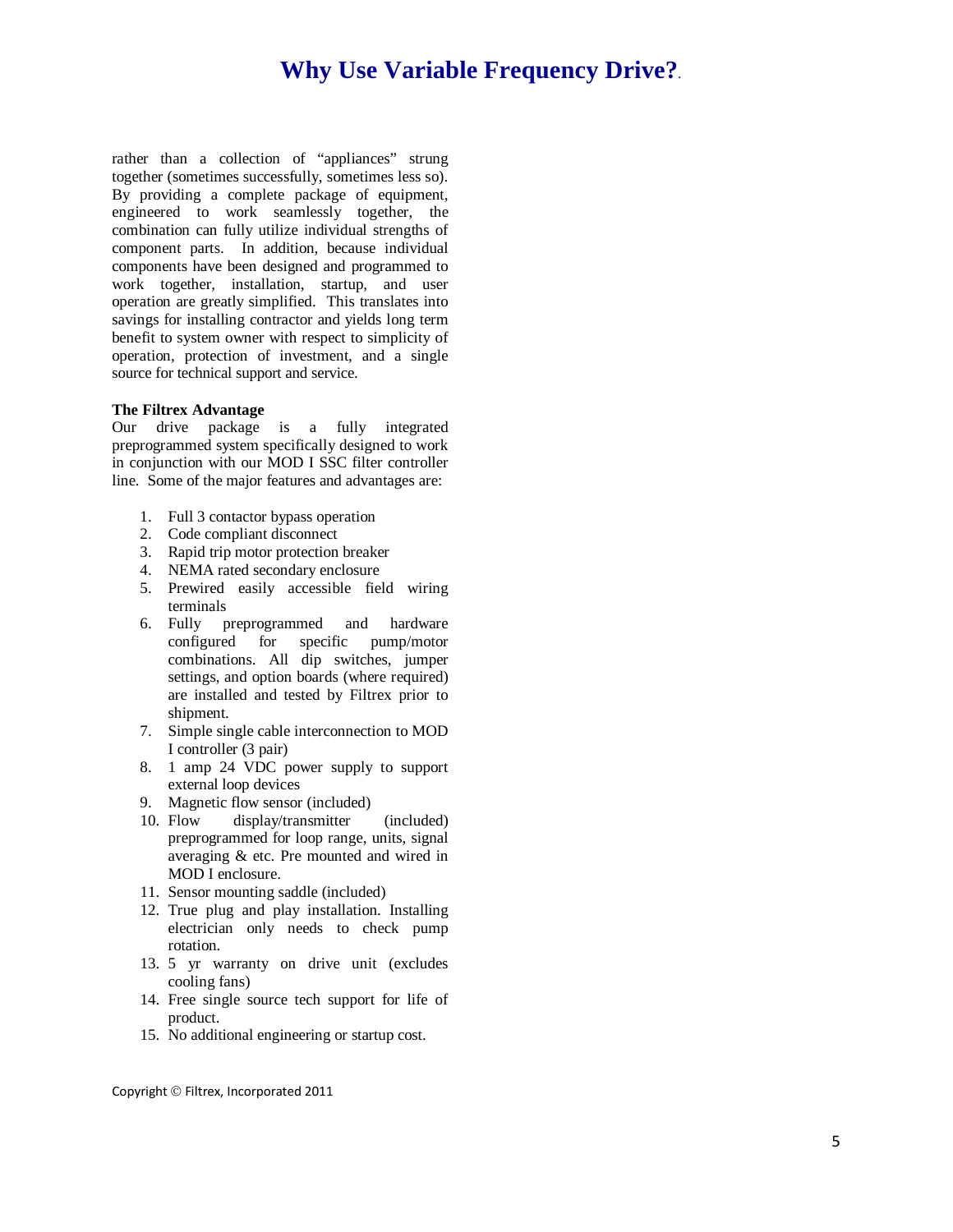rather than a collection of "appliances" strung together (sometimes successfully, sometimes less so). By providing a complete package of equipment, engineered to work seamlessly together, the combination can fully utilize individual strengths of component parts. In addition, because individual components have been designed and programmed to work together, installation, startup, and user operation are greatly simplified. This translates into savings for installing contractor and yields long term benefit to system owner with respect to simplicity of operation, protection of investment, and a single source for technical support and service.

**The Filtrex Advantage**

Our drive package is a fully integrated preprogrammed system specifically designed to work in conjunction with our MOD I SSC filter controller line. Some of the major features and advantages are:

1. Full 3 contactor bypass operation
2. Code compliant disconnect
3. Rapid trip motor protection breaker
4. NEMA rated secondary enclosure
5. Prewired easily accessible field wiring terminals
6. Fully preprogrammed and hardware configured for specific pump/motor combinations. All dip switches, jumper settings, and option boards (where required) are installed and tested by Filtrex prior to shipment.
7. Simple single cable interconnection to MOD I controller (3 pair)
8. 1 amp 24 VDC power supply to support external loop devices
9. Magnetic flow sensor (included)
10. Flow display/transmitter (included) preprogrammed for loop range, units, signal averaging & etc. Pre mounted and wired in MOD I enclosure.
11. Sensor mounting saddle (included)
12. True plug and play installation. Installing electrician only needs to check pump rotation.
13. 5 yr warranty on drive unit (excludes cooling fans)
14. Free single source tech support for life of product.
15. No additional engineering or startup cost.

Copyright © Filtrex, Incorporated 2011